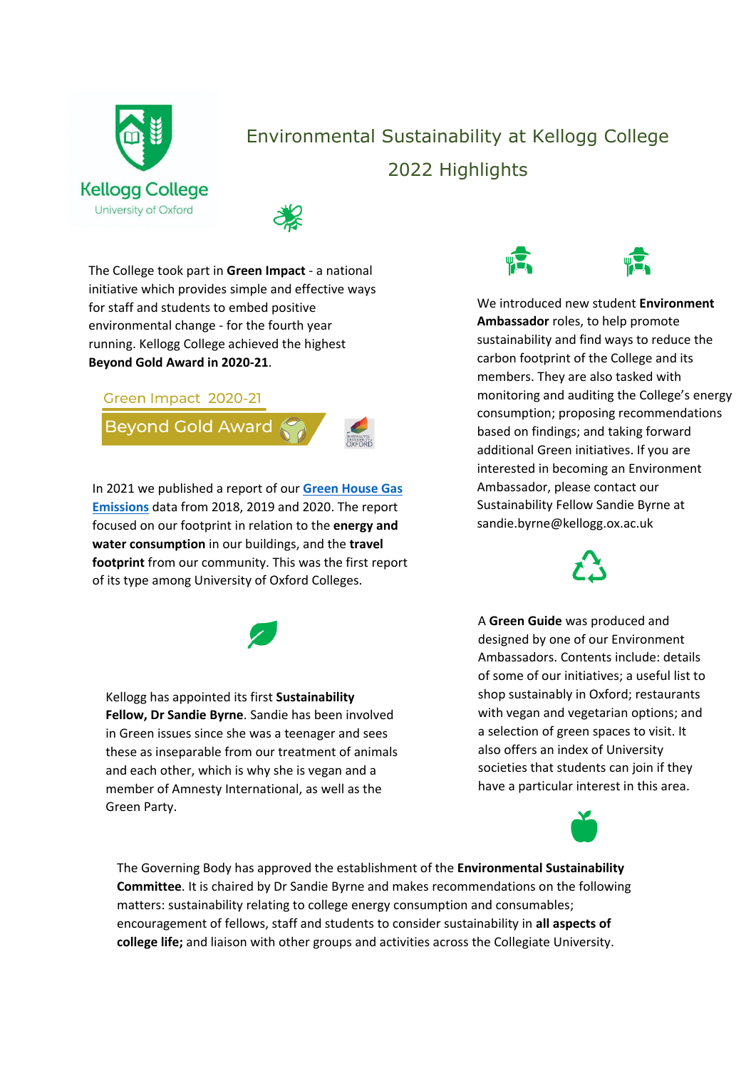# Environmental Sustainability at Kellogg College

## 2022 Highlights

The College took part in **Green Impact** - a national initiative which provides simple and effective ways for staff and students to embed positive environmental change - for the fourth year running. Kellogg College achieved the highest **Beyond Gold Award in 2020-21**.

Green Impact 2020-21

Beyond Gold Award

In 2021 we published a report of our **Green House Gas Emissions** data from 2018, 2019 and 2020. The report focused on our footprint in relation to the **energy and water consumption** in our buildings, and the **travel footprint** from our community. This was the first report of its type among University of Oxford Colleges.

Kellogg has appointed its first **Sustainability Fellow, Dr Sandie Byrne**. Sandie has been involved in Green issues since she was a teenager and sees these as inseparable from our treatment of animals and each other, which is why she is vegan and a member of Amnesty International, as well as the Green Party.

We introduced new student **Environment Ambassador** roles, to help promote sustainability and find ways to reduce the carbon footprint of the College and its members. They are also tasked with monitoring and auditing the College's energy consumption; proposing recommendations based on findings; and taking forward additional Green initiatives. If you are interested in becoming an Environment Ambassador, please contact our Sustainability Fellow Sandie Byrne at sandie.byrne@kellogg.ox.ac.uk

A **Green Guide** was produced and designed by one of our Environment Ambassadors. Contents include: details of some of our initiatives; a useful list to shop sustainably in Oxford; restaurants with vegan and vegetarian options; and a selection of green spaces to visit. It also offers an index of University societies that students can join if they have a particular interest in this area.

The Governing Body has approved the establishment of the **Environmental Sustainability Committee**. It is chaired by Dr Sandie Byrne and makes recommendations on the following matters: sustainability relating to college energy consumption and consumables; encouragement of fellows, staff and students to consider sustainability in **all aspects of college life;** and liaison with other groups and activities across the Collegiate University.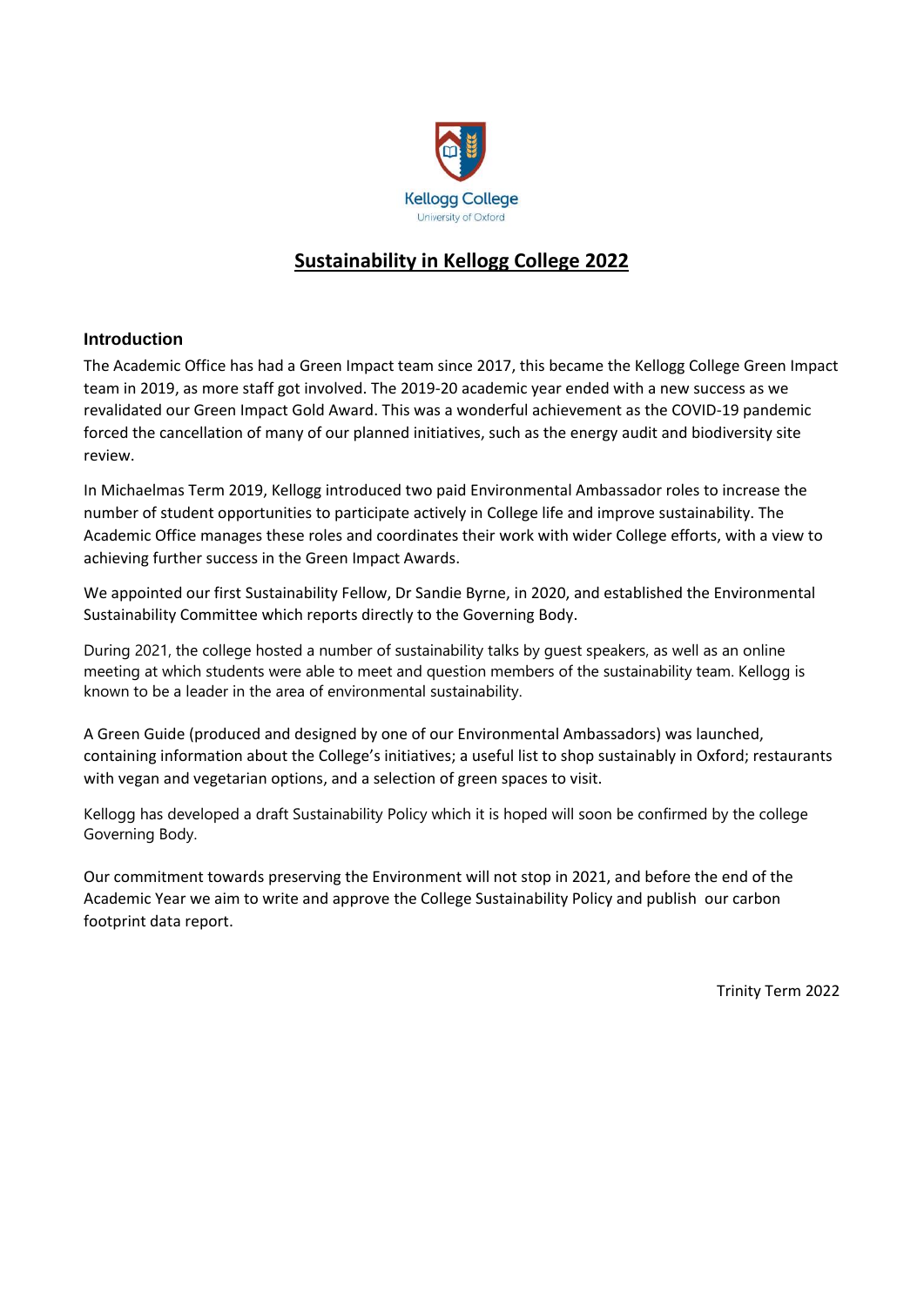Kellogg College
University of Oxford

# Sustainability in Kellogg College 2022

## Introduction

The Academic Office has had a Green Impact team since 2017, this became the Kellogg College Green Impact team in 2019, as more staff got involved. The 2019-20 academic year ended with a new success as we revalidated our Green Impact Gold Award. This was a wonderful achievement as the COVID-19 pandemic forced the cancellation of many of our planned initiatives, such as the energy audit and biodiversity site review.

In Michaelmas Term 2019, Kellogg introduced two paid Environmental Ambassador roles to increase the number of student opportunities to participate actively in College life and improve sustainability. The Academic Office manages these roles and coordinates their work with wider College efforts, with a view to achieving further success in the Green Impact Awards.

We appointed our first Sustainability Fellow, Dr Sandie Byrne, in 2020, and established the Environmental Sustainability Committee which reports directly to the Governing Body.

During 2021, the college hosted a number of sustainability talks by guest speakers, as well as an online meeting at which students were able to meet and question members of the sustainability team. Kellogg is known to be a leader in the area of environmental sustainability.

A Green Guide (produced and designed by one of our Environmental Ambassadors) was launched, containing information about the College's initiatives; a useful list to shop sustainably in Oxford; restaurants with vegan and vegetarian options, and a selection of green spaces to visit.

Kellogg has developed a draft Sustainability Policy which it is hoped will soon be confirmed by the college Governing Body.

Our commitment towards preserving the Environment will not stop in 2021, and before the end of the Academic Year we aim to write and approve the College Sustainability Policy and publish our carbon footprint data report.

Trinity Term 2022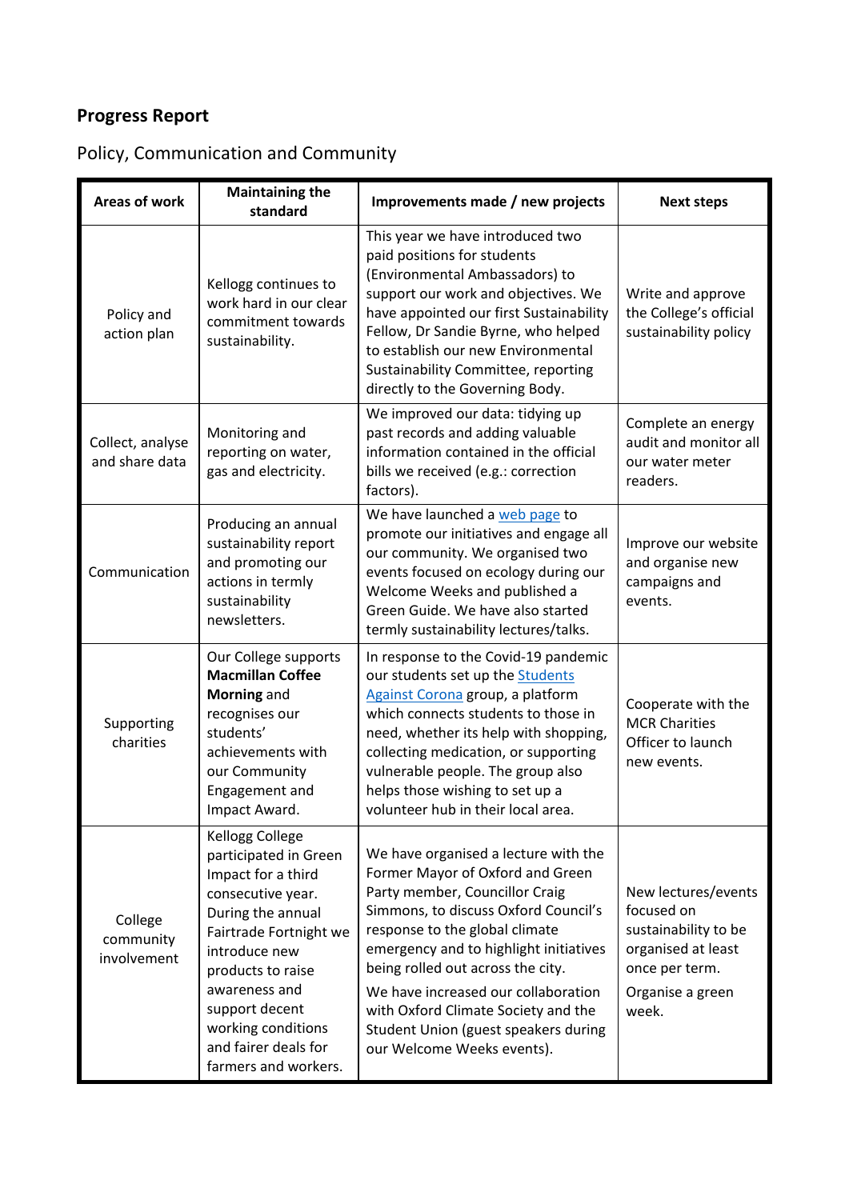## Progress Report

### Policy, Communication and Community

| Areas of work | Maintaining the standard | Improvements made / new projects | Next steps |
|---|---|---|---|
| Policy and action plan | Kellogg continues to work hard in our clear commitment towards sustainability. | This year we have introduced two paid positions for students (Environmental Ambassadors) to support our work and objectives. We have appointed our first Sustainability Fellow, Dr Sandie Byrne, who helped to establish our new Environmental Sustainability Committee, reporting directly to the Governing Body. | Write and approve the College's official sustainability policy |
| Collect, analyse and share data | Monitoring and reporting on water, gas and electricity. | We improved our data: tidying up past records and adding valuable information contained in the official bills we received (e.g.: correction factors). | Complete an energy audit and monitor all our water meter readers. |
| Communication | Producing an annual sustainability report and promoting our actions in termly sustainability newsletters. | We have launched a web page to promote our initiatives and engage all our community. We organised two events focused on ecology during our Welcome Weeks and published a Green Guide. We have also started termly sustainability lectures/talks. | Improve our website and organise new campaigns and events. |
| Supporting charities | Our College supports **Macmillan Coffee Morning** and recognises our students' achievements with our Community Engagement and Impact Award. | In response to the Covid-19 pandemic our students set up the Students Against Corona group, a platform which connects students to those in need, whether its help with shopping, collecting medication, or supporting vulnerable people. The group also helps those wishing to set up a volunteer hub in their local area. | Cooperate with the MCR Charities Officer to launch new events. |
| College community involvement | Kellogg College participated in Green Impact for a third consecutive year. During the annual Fairtrade Fortnight we introduce new products to raise awareness and support decent working conditions and fairer deals for farmers and workers. | We have organised a lecture with the Former Mayor of Oxford and Green Party member, Councillor Craig Simmons, to discuss Oxford Council's response to the global climate emergency and to highlight initiatives being rolled out across the city.<br><br>We have increased our collaboration with Oxford Climate Society and the Student Union (guest speakers during our Welcome Weeks events). | New lectures/events focused on sustainability to be organised at least once per term.<br><br>Organise a green week. |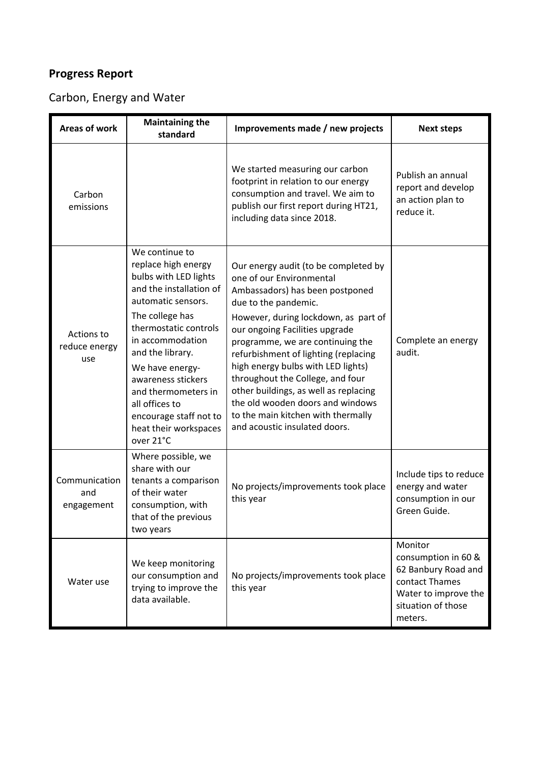## Progress Report

### Carbon, Energy and Water

| Areas of work | Maintaining the standard | Improvements made / new projects | Next steps |
|---|---|---|---|
| Carbon emissions | | We started measuring our carbon footprint in relation to our energy consumption and travel. We aim to publish our first report during HT21, including data since 2018. | Publish an annual report and develop an action plan to reduce it. |
| Actions to reduce energy use | We continue to replace high energy bulbs with LED lights and the installation of automatic sensors.<br>The college has thermostatic controls in accommodation and the library.<br>We have energy-awareness stickers and thermometers in all offices to encourage staff not to heat their workspaces over 21°C | Our energy audit (to be completed by one of our Environmental Ambassadors) has been postponed due to the pandemic.<br>However, during lockdown, as part of our ongoing Facilities upgrade programme, we are continuing the refurbishment of lighting (replacing high energy bulbs with LED lights) throughout the College, and four other buildings, as well as replacing the old wooden doors and windows to the main kitchen with thermally and acoustic insulated doors. | Complete an energy audit. |
| Communication and engagement | Where possible, we share with our tenants a comparison of their water consumption, with that of the previous two years | No projects/improvements took place this year | Include tips to reduce energy and water consumption in our Green Guide. |
| Water use | We keep monitoring our consumption and trying to improve the data available. | No projects/improvements took place this year | Monitor consumption in 60 & 62 Banbury Road and contact Thames Water to improve the situation of those meters. |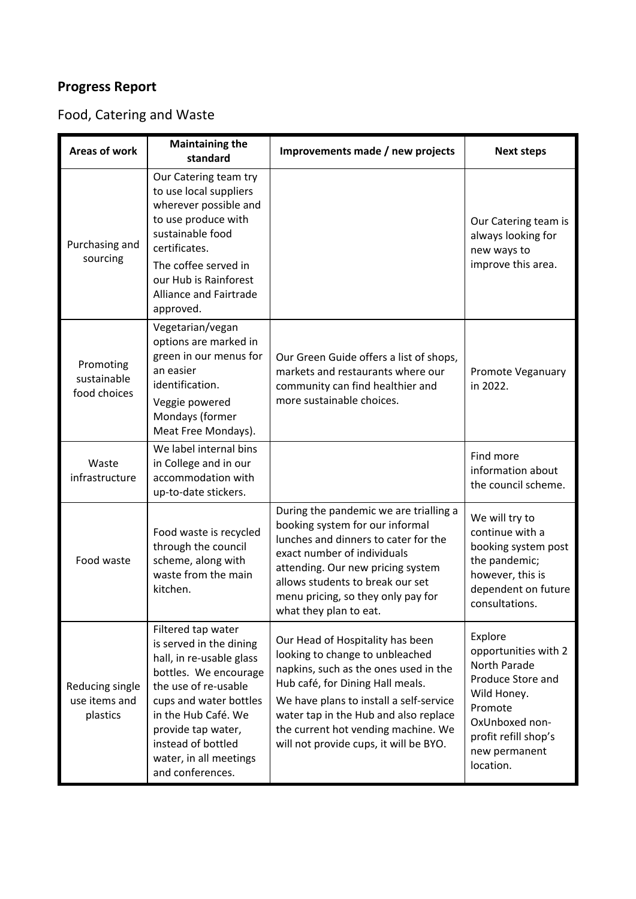## Progress Report

### Food, Catering and Waste

| Areas of work | Maintaining the standard | Improvements made / new projects | Next steps |
|---|---|---|---|
| Purchasing and sourcing | Our Catering team try to use local suppliers wherever possible and to use produce with sustainable food certificates.<br>The coffee served in our Hub is Rainforest Alliance and Fairtrade approved. | | Our Catering team is always looking for new ways to improve this area. |
| Promoting sustainable food choices | Vegetarian/vegan options are marked in green in our menus for an easier identification.<br>Veggie powered Mondays (former Meat Free Mondays). | Our Green Guide offers a list of shops, markets and restaurants where our community can find healthier and more sustainable choices. | Promote Veganuary in 2022. |
| Waste infrastructure | We label internal bins in College and in our accommodation with up-to-date stickers. | | Find more information about the council scheme. |
| Food waste | Food waste is recycled through the council scheme, along with waste from the main kitchen. | During the pandemic we are trialling a booking system for our informal lunches and dinners to cater for the exact number of individuals attending. Our new pricing system allows students to break our set menu pricing, so they only pay for what they plan to eat. | We will try to continue with a booking system post the pandemic; however, this is dependent on future consultations. |
| Reducing single use items and plastics | Filtered tap water is served in the dining hall, in re-usable glass bottles. We encourage the use of re-usable cups and water bottles in the Hub Café. We provide tap water, instead of bottled water, in all meetings and conferences. | Our Head of Hospitality has been looking to change to unbleached napkins, such as the ones used in the Hub café, for Dining Hall meals.<br>We have plans to install a self-service water tap in the Hub and also replace the current hot vending machine. We will not provide cups, it will be BYO. | Explore opportunities with 2 North Parade Produce Store and Wild Honey. Promote OxUnboxed non-profit refill shop's new permanent location. |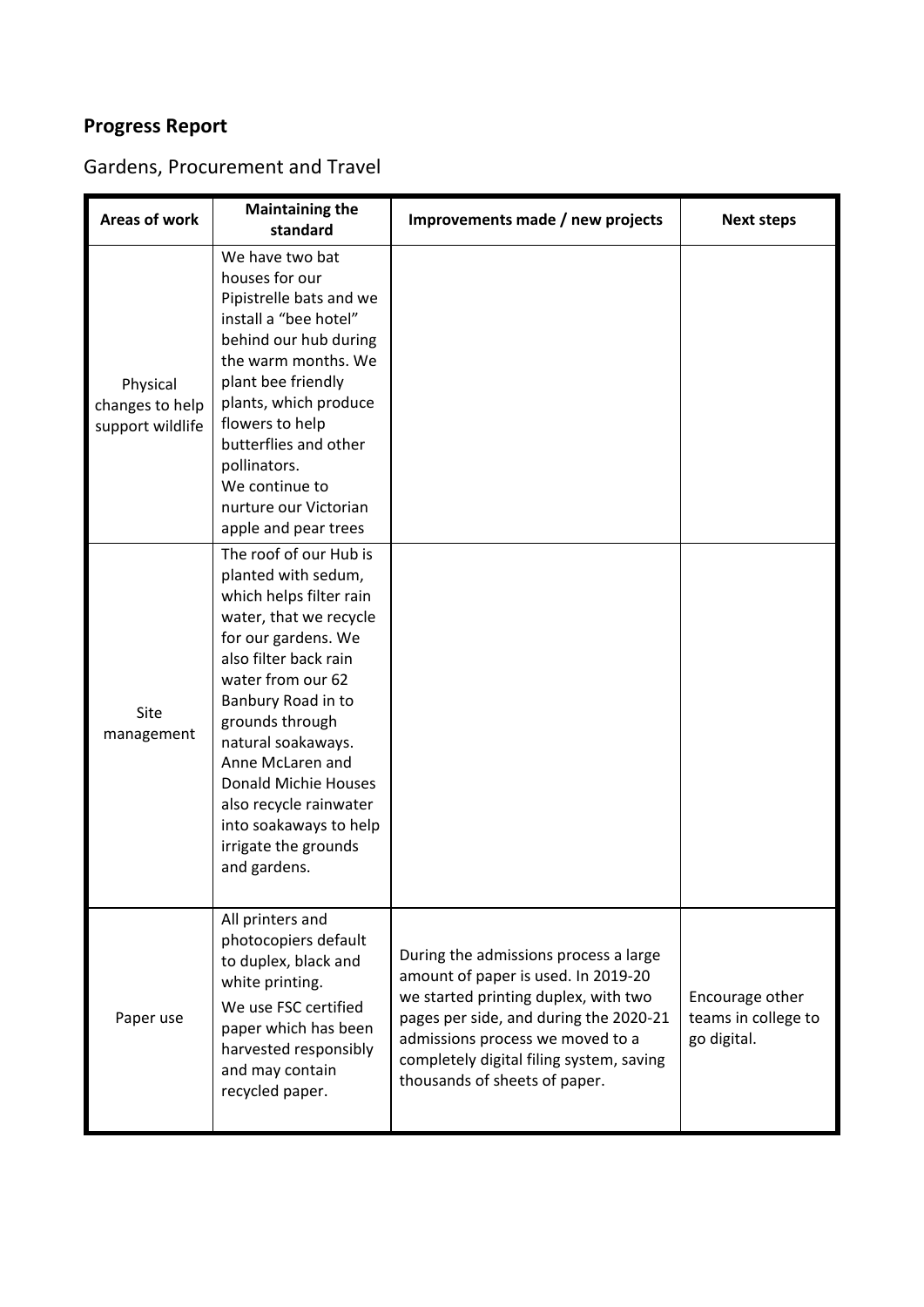**Progress Report**

Gardens, Procurement and Travel

| Areas of work | Maintaining the standard | Improvements made / new projects | Next steps |
|---|---|---|---|
| Physical changes to help support wildlife | We have two bat houses for our Pipistrelle bats and we install a "bee hotel" behind our hub during the warm months. We plant bee friendly plants, which produce flowers to help butterflies and other pollinators.<br>We continue to nurture our Victorian apple and pear trees | | |
| Site management | The roof of our Hub is planted with sedum, which helps filter rain water, that we recycle for our gardens. We also filter back rain water from our 62 Banbury Road in to grounds through natural soakaways. Anne McLaren and Donald Michie Houses also recycle rainwater into soakaways to help irrigate the grounds and gardens. | | |
| Paper use | All printers and photocopiers default to duplex, black and white printing.<br>We use FSC certified paper which has been harvested responsibly and may contain recycled paper. | During the admissions process a large amount of paper is used. In 2019-20 we started printing duplex, with two pages per side, and during the 2020-21 admissions process we moved to a completely digital filing system, saving thousands of sheets of paper. | Encourage other teams in college to go digital. |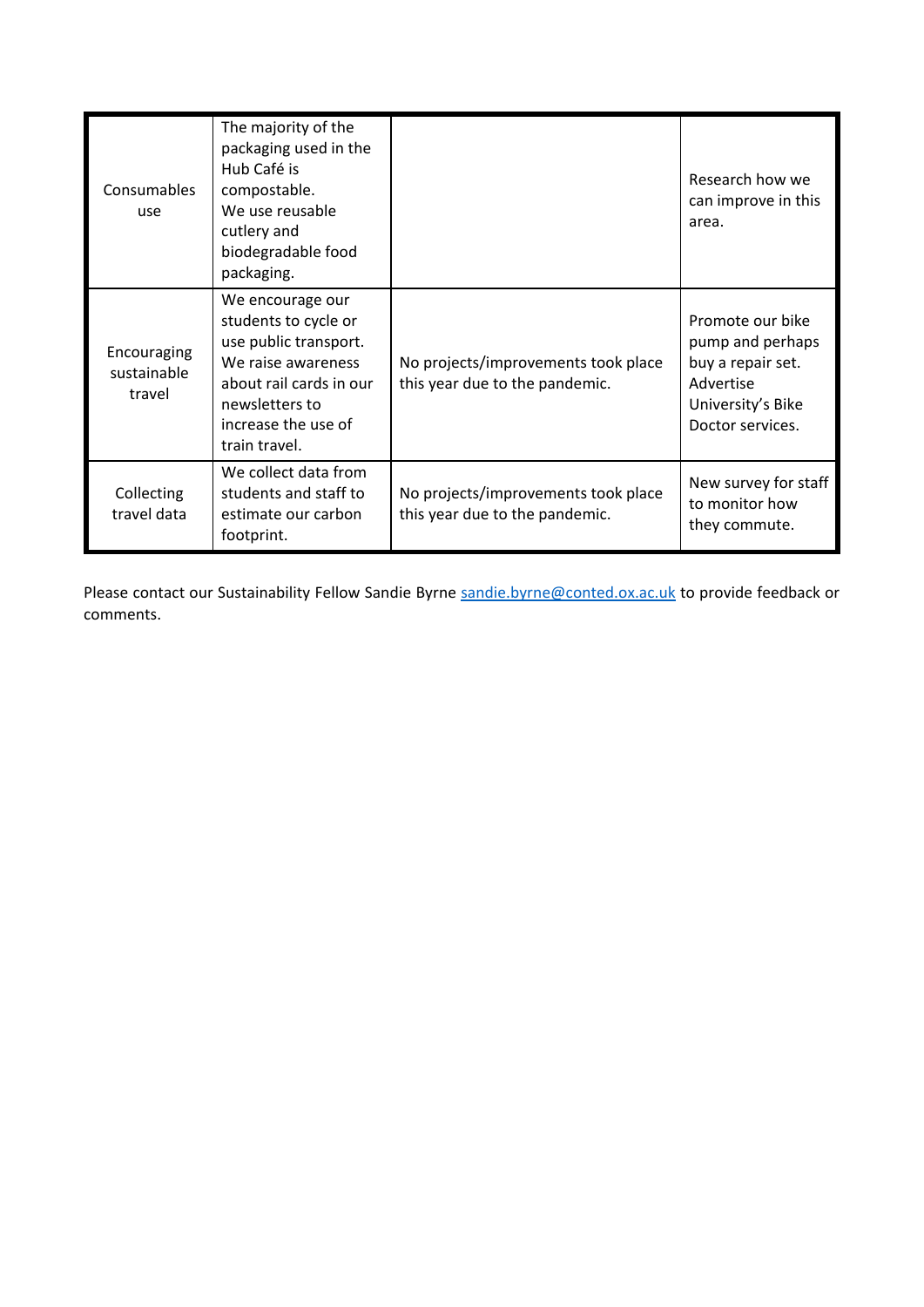| | | | |
|---|---|---|---|
| Consumables use | The majority of the packaging used in the Hub Café is compostable.<br>We use reusable cutlery and biodegradable food packaging. | | Research how we can improve in this area. |
| Encouraging sustainable travel | We encourage our students to cycle or use public transport.<br>We raise awareness about rail cards in our newsletters to increase the use of train travel. | No projects/improvements took place this year due to the pandemic. | Promote our bike pump and perhaps buy a repair set.<br>Advertise University's Bike Doctor services. |
| Collecting travel data | We collect data from students and staff to estimate our carbon footprint. | No projects/improvements took place this year due to the pandemic. | New survey for staff to monitor how they commute. |

Please contact our Sustainability Fellow Sandie Byrne sandie.byrne@conted.ox.ac.uk to provide feedback or comments.